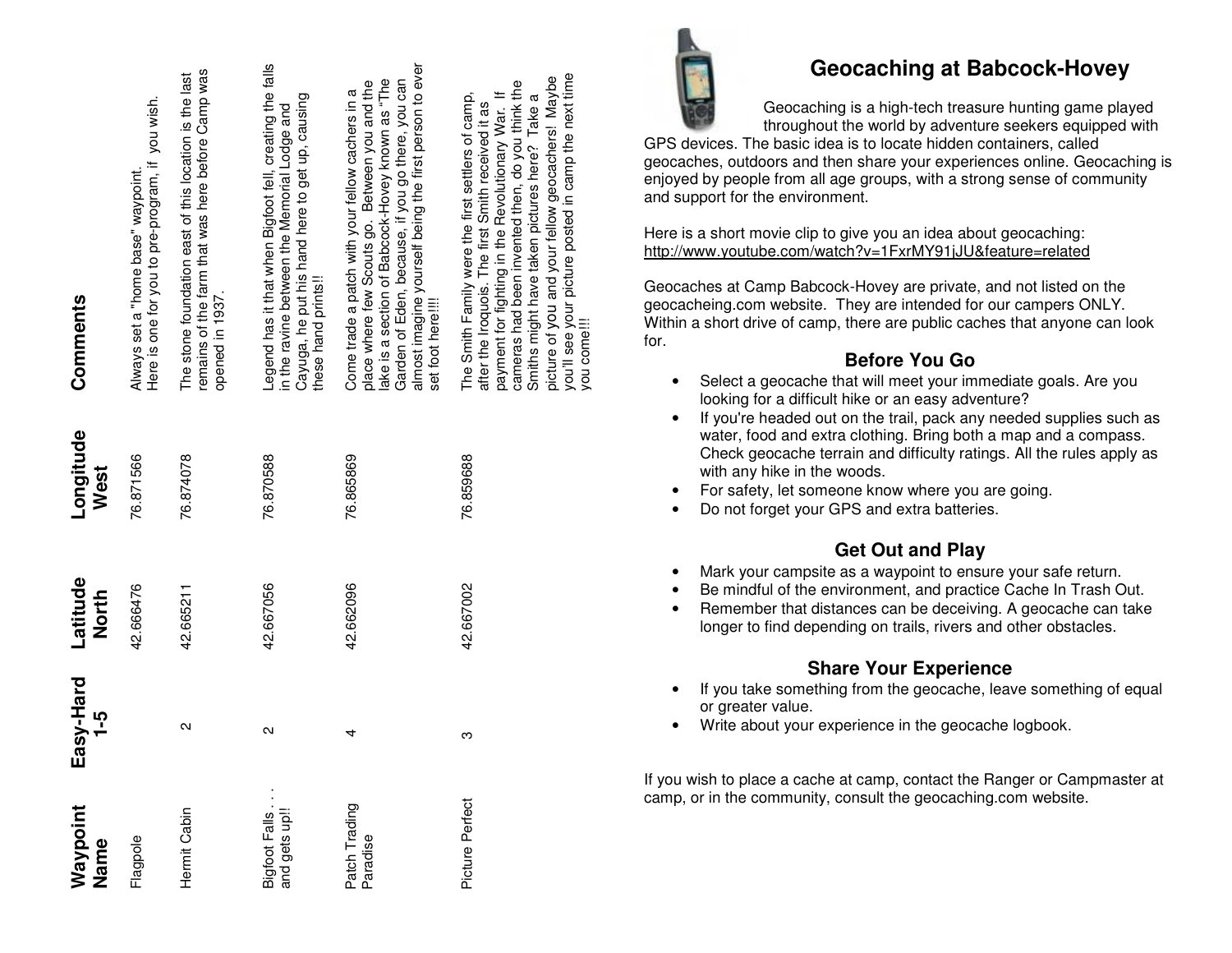| Waypoint Name | Easy-Hard 1-5 | Latitude North | Longitude West | Comments |
| --- | --- | --- | --- | --- |
| Flagpole | | 42.666476 | 76.871566 | Always set a "home base" waypoint. Here is one for you to pre-program, if you wish. |
| Hermit Cabin | 2 | 42.665211 | 76.874078 | The stone foundation east of this location is the last remains of the farm that was here before Camp was opened in 1937. |
| Bigfoot Falls . . . and gets up!! | 2 | 42.667056 | 76.870588 | Legend has it that when Bigfoot fell, creating the falls in the ravine between the Memorial Lodge and Cayuga, he put his hand here to get up, causing these hand prints!! |
| Patch Trading Paradise | 4 | 42.662096 | 76.865869 | Come trade a patch with your fellow cachers in a place where few Scouts go. Between you and the lake is a section of Babcock-Hovey known as "The Garden of Eden, because, if you go there, you can almost imagine yourself being the first person to ever set foot here!!!! |
| Picture Perfect | 3 | 42.667002 | 76.859688 | The Smith Family were the first settlers of camp, after the Iroquois. The first Smith received it as payment for fighting in the Revolutionary War. If cameras had been invented then, do you think the Smiths might have taken pictures here? Take a picture of you and your fellow geocachers! Maybe you'll see your picture posted in camp the next time you come!!! |

# Geocaching at Babcock-Hovey

Geocaching is a high-tech treasure hunting game played throughout the world by adventure seekers equipped with GPS devices. The basic idea is to locate hidden containers, called geocaches, outdoors and then share your experiences online. Geocaching is enjoyed by people from all age groups, with a strong sense of community and support for the environment.

Here is a short movie clip to give you an idea about geocaching:
http://www.youtube.com/watch?v=1FxrMY91jJU&feature=related

Geocaches at Camp Babcock-Hovey are private, and not listed on the geocacheing.com website. They are intended for our campers ONLY. Within a short drive of camp, there are public caches that anyone can look for.

## Before You Go

- Select a geocache that will meet your immediate goals. Are you looking for a difficult hike or an easy adventure?
- If you're headed out on the trail, pack any needed supplies such as water, food and extra clothing. Bring both a map and a compass. Check geocache terrain and difficulty ratings. All the rules apply as with any hike in the woods.
- For safety, let someone know where you are going.
- Do not forget your GPS and extra batteries.

## Get Out and Play

- Mark your campsite as a waypoint to ensure your safe return.
- Be mindful of the environment, and practice Cache In Trash Out.
- Remember that distances can be deceiving. A geocache can take longer to find depending on trails, rivers and other obstacles.

## Share Your Experience

- If you take something from the geocache, leave something of equal or greater value.
- Write about your experience in the geocache logbook.

If you wish to place a cache at camp, contact the Ranger or Campmaster at camp, or in the community, consult the geocaching.com website.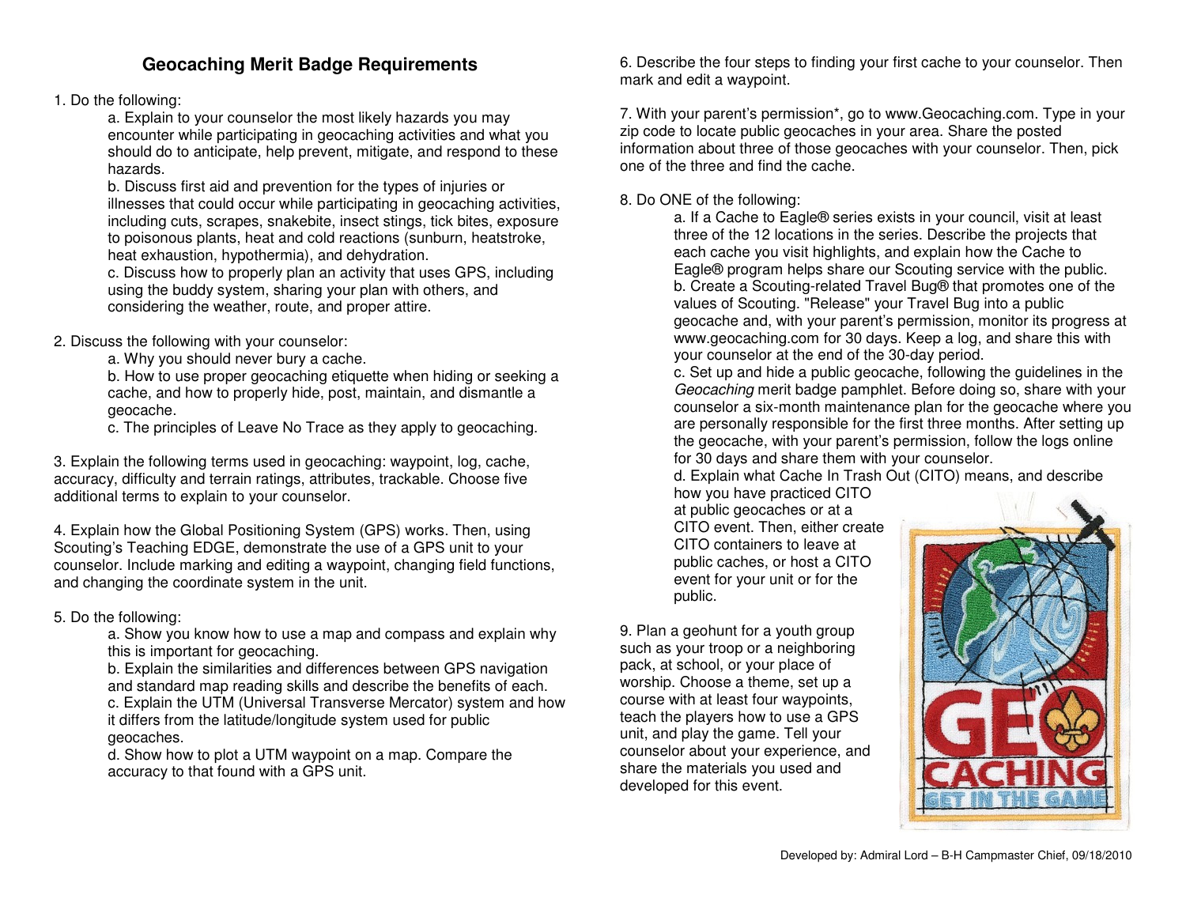# Geocaching Merit Badge Requirements

1. Do the following:
   a. Explain to your counselor the most likely hazards you may encounter while participating in geocaching activities and what you should do to anticipate, help prevent, mitigate, and respond to these hazards.
   b. Discuss first aid and prevention for the types of injuries or illnesses that could occur while participating in geocaching activities, including cuts, scrapes, snakebite, insect stings, tick bites, exposure to poisonous plants, heat and cold reactions (sunburn, heatstroke, heat exhaustion, hypothermia), and dehydration.
   c. Discuss how to properly plan an activity that uses GPS, including using the buddy system, sharing your plan with others, and considering the weather, route, and proper attire.

2. Discuss the following with your counselor:
   a. Why you should never bury a cache.
   b. How to use proper geocaching etiquette when hiding or seeking a cache, and how to properly hide, post, maintain, and dismantle a geocache.
   c. The principles of Leave No Trace as they apply to geocaching.

3. Explain the following terms used in geocaching: waypoint, log, cache, accuracy, difficulty and terrain ratings, attributes, trackable. Choose five additional terms to explain to your counselor.

4. Explain how the Global Positioning System (GPS) works. Then, using Scouting's Teaching EDGE, demonstrate the use of a GPS unit to your counselor. Include marking and editing a waypoint, changing field functions, and changing the coordinate system in the unit.

5. Do the following:
   a. Show you know how to use a map and compass and explain why this is important for geocaching.
   b. Explain the similarities and differences between GPS navigation and standard map reading skills and describe the benefits of each.
   c. Explain the UTM (Universal Transverse Mercator) system and how it differs from the latitude/longitude system used for public geocaches.
   d. Show how to plot a UTM waypoint on a map. Compare the accuracy to that found with a GPS unit.

6. Describe the four steps to finding your first cache to your counselor. Then mark and edit a waypoint.

7. With your parent's permission*, go to www.Geocaching.com. Type in your zip code to locate public geocaches in your area. Share the posted information about three of those geocaches with your counselor. Then, pick one of the three and find the cache.

8. Do ONE of the following:
   a. If a Cache to Eagle® series exists in your council, visit at least three of the 12 locations in the series. Describe the projects that each cache you visit highlights, and explain how the Cache to Eagle® program helps share our Scouting service with the public.
   b. Create a Scouting-related Travel Bug® that promotes one of the values of Scouting. "Release" your Travel Bug into a public geocache and, with your parent's permission, monitor its progress at www.geocaching.com for 30 days. Keep a log, and share this with your counselor at the end of the 30-day period.
   c. Set up and hide a public geocache, following the guidelines in the *Geocaching* merit badge pamphlet. Before doing so, share with your counselor a six-month maintenance plan for the geocache where you are personally responsible for the first three months. After setting up the geocache, with your parent's permission, follow the logs online for 30 days and share them with your counselor.
   d. Explain what Cache In Trash Out (CITO) means, and describe how you have practiced CITO at public geocaches or at a CITO event. Then, either create CITO containers to leave at public caches, or host a CITO event for your unit or for the public.

9. Plan a geohunt for a youth group such as your troop or a neighboring pack, at school, or your place of worship. Choose a theme, set up a course with at least four waypoints, teach the players how to use a GPS unit, and play the game. Tell your counselor about your experience, and share the materials you used and developed for this event.

Developed by: Admiral Lord – B-H Campmaster Chief, 09/18/2010